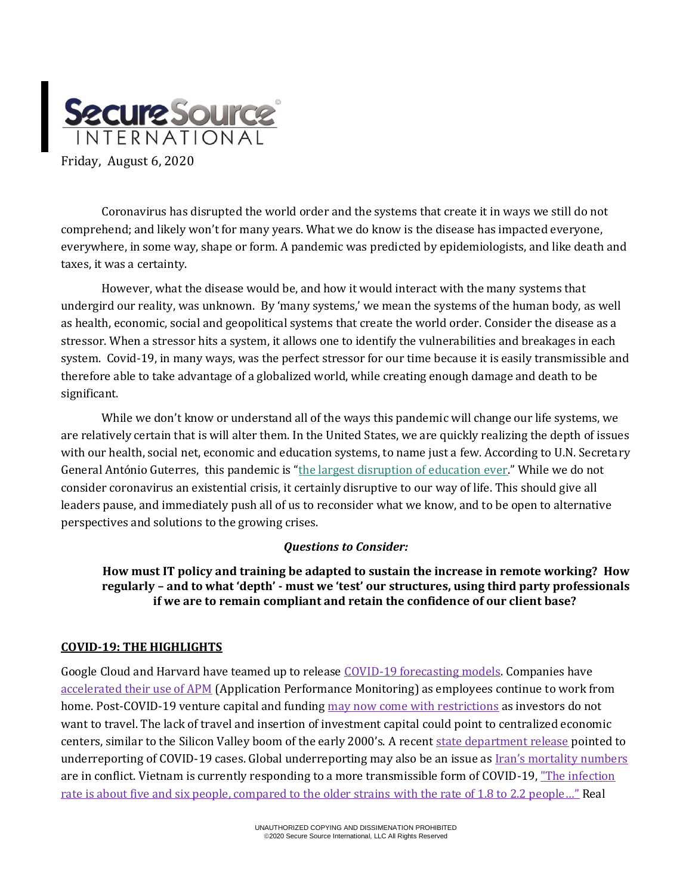SecureSource INTERNATIONAL

Friday, August 6, 2020

Coronavirus has disrupted the world order and the systems that create it in ways we still do not comprehend; and likely won't for many years. What we do know is the disease has impacted everyone, everywhere, in some way, shape or form. A pandemic was predicted by epidemiologists, and like death and taxes, it was a certainty.

However, what the disease would be, and how it would interact with the many systems that undergird our reality, was unknown. By 'many systems,' we mean the systems of the human body, as well as health, economic, social and geopolitical systems that create the world order. Consider the disease as a stressor. When a stressor hits a system, it allows one to identify the vulnerabilities and breakages in each system. Covid-19, in many ways, was the perfect stressor for our time because it is easily transmissible and therefore able to take advantage of a globalized world, while creating enough damage and death to be significant.

While we don't know or understand all of the ways this pandemic will change our life systems, we are relatively certain that is will alter them. In the United States, we are quickly realizing the depth of issues with our health, social net, economic and education systems, to name just a few. According to U.N. Secretary General António Guterres, this pandemic is "the largest disruption of education ever." While we do not consider coronavirus an existential crisis, it certainly disruptive to our way of life. This should give all leaders pause, and immediately push all of us to reconsider what we know, and to be open to alternative perspectives and solutions to the growing crises.

***Questions to Consider:***

**How must IT policy and training be adapted to sustain the increase in remote working? How regularly – and to what 'depth' - must we 'test' our structures, using third party professionals if we are to remain compliant and retain the confidence of our client base?**

## COVID-19: THE HIGHLIGHTS

Google Cloud and Harvard have teamed up to release COVID-19 forecasting models. Companies have accelerated their use of APM (Application Performance Monitoring) as employees continue to work from home. Post-COVID-19 venture capital and funding may now come with restrictions as investors do not want to travel. The lack of travel and insertion of investment capital could point to centralized economic centers, similar to the Silicon Valley boom of the early 2000's. A recent state department release pointed to underreporting of COVID-19 cases. Global underreporting may also be an issue as Iran's mortality numbers are in conflict. Vietnam is currently responding to a more transmissible form of COVID-19, "The infection rate is about five and six people, compared to the older strains with the rate of 1.8 to 2.2 people…" Real

UNAUTHORIZED COPYING AND DISSIMENATION PROHIBITED
©2020 Secure Source International, LLC All Rights Reserved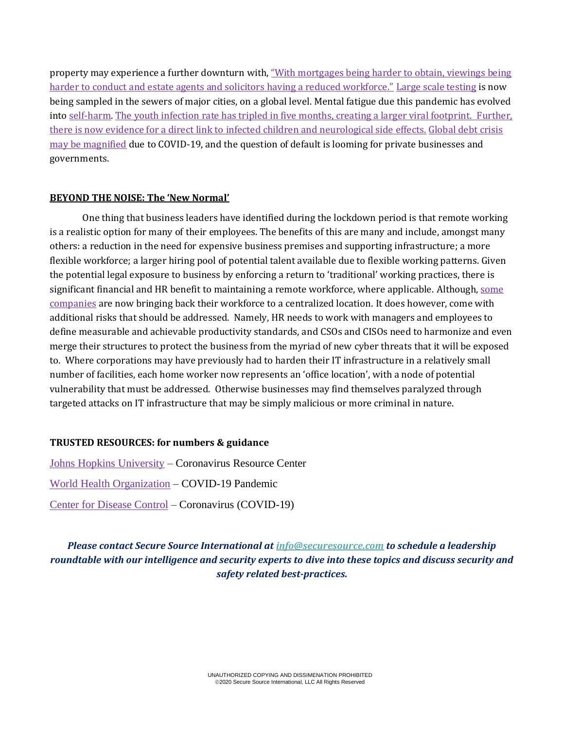property may experience a further downturn with, "With mortgages being harder to obtain, viewings being harder to conduct and estate agents and solicitors having a reduced workforce." Large scale testing is now being sampled in the sewers of major cities, on a global level. Mental fatigue due this pandemic has evolved into self-harm. The youth infection rate has tripled in five months, creating a larger viral footprint. Further, there is now evidence for a direct link to infected children and neurological side effects. Global debt crisis may be magnified due to COVID-19, and the question of default is looming for private businesses and governments.

**BEYOND THE NOISE: The 'New Normal'**

One thing that business leaders have identified during the lockdown period is that remote working is a realistic option for many of their employees. The benefits of this are many and include, amongst many others: a reduction in the need for expensive business premises and supporting infrastructure; a more flexible workforce; a larger hiring pool of potential talent available due to flexible working patterns. Given the potential legal exposure to business by enforcing a return to 'traditional' working practices, there is significant financial and HR benefit to maintaining a remote workforce, where applicable. Although, some companies are now bringing back their workforce to a centralized location. It does however, come with additional risks that should be addressed. Namely, HR needs to work with managers and employees to define measurable and achievable productivity standards, and CSOs and CISOs need to harmonize and even merge their structures to protect the business from the myriad of new cyber threats that it will be exposed to. Where corporations may have previously had to harden their IT infrastructure in a relatively small number of facilities, each home worker now represents an 'office location', with a node of potential vulnerability that must be addressed. Otherwise businesses may find themselves paralyzed through targeted attacks on IT infrastructure that may be simply malicious or more criminal in nature.

**TRUSTED RESOURCES: for numbers & guidance**

Johns Hopkins University – Coronavirus Resource Center

World Health Organization – COVID-19 Pandemic

Center for Disease Control – Coronavirus (COVID-19)

***Please contact Secure Source International at info@securesource.com to schedule a leadership roundtable with our intelligence and security experts to dive into these topics and discuss security and safety related best-practices.***

UNAUTHORIZED COPYING AND DISSIMENATION PROHIBITED
©2020 Secure Source International, LLC All Rights Reserved